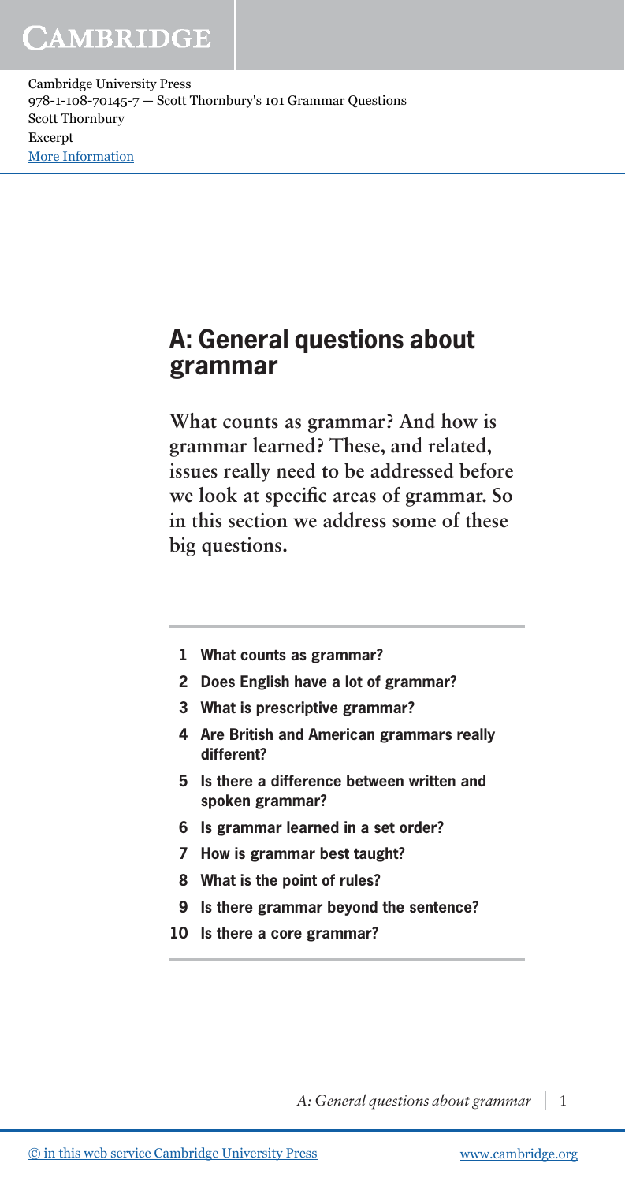## A: General questions about grammar

**What counts as grammar? And how is grammar learned? These, and related, issues really need to be addressed before we look at specific areas of grammar. So in this section we address some of these big questions.**

1. **What counts as grammar?**
2. **Does English have a lot of grammar?**
3. **What is prescriptive grammar?**
4. **Are British and American grammars really different?**
5. **Is there a difference between written and spoken grammar?**
6. **Is grammar learned in a set order?**
7. **How is grammar best taught?**
8. **What is the point of rules?**
9. **Is there grammar beyond the sentence?**
10. **Is there a core grammar?**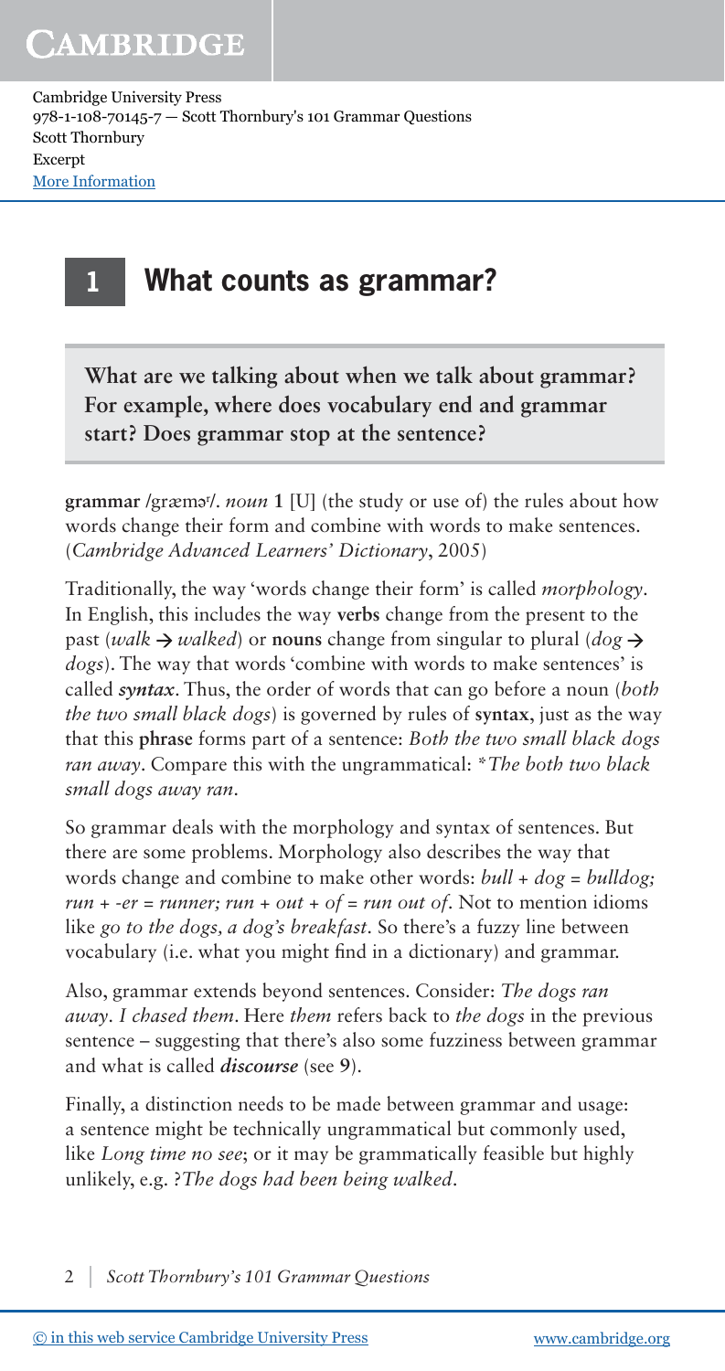# 1 What counts as grammar?

**What are we talking about when we talk about grammar? For example, where does vocabulary end and grammar start? Does grammar stop at the sentence?**

**grammar** /græmə$^r$/. *noun* **1** [U] (the study or use of) the rules about how words change their form and combine with words to make sentences. (*Cambridge Advanced Learners' Dictionary*, 2005)

Traditionally, the way 'words change their form' is called *morphology*. In English, this includes the way **verbs** change from the present to the past (*walk* → *walked*) or **nouns** change from singular to plural (*dog* → *dogs*). The way that words 'combine with words to make sentences' is called ***syntax***. Thus, the order of words that can go before a noun (*both the two small black dogs*) is governed by rules of **syntax**, just as the way that this **phrase** forms part of a sentence: *Both the two small black dogs ran away*. Compare this with the ungrammatical: \**The both two black small dogs away ran*.

So grammar deals with the morphology and syntax of sentences. But there are some problems. Morphology also describes the way that words change and combine to make other words: *bull* + *dog* = *bulldog; run* + *-er* = *runner; run* + *out* + *of* = *run out of*. Not to mention idioms like *go to the dogs, a dog's breakfast*. So there's a fuzzy line between vocabulary (i.e. what you might find in a dictionary) and grammar.

Also, grammar extends beyond sentences. Consider: *The dogs ran away. I chased them*. Here *them* refers back to *the dogs* in the previous sentence – suggesting that there's also some fuzziness between grammar and what is called ***discourse*** (see **9**).

Finally, a distinction needs to be made between grammar and usage: a sentence might be technically ungrammatical but commonly used, like *Long time no see*; or it may be grammatically feasible but highly unlikely, e.g. ?*The dogs had been being walked*.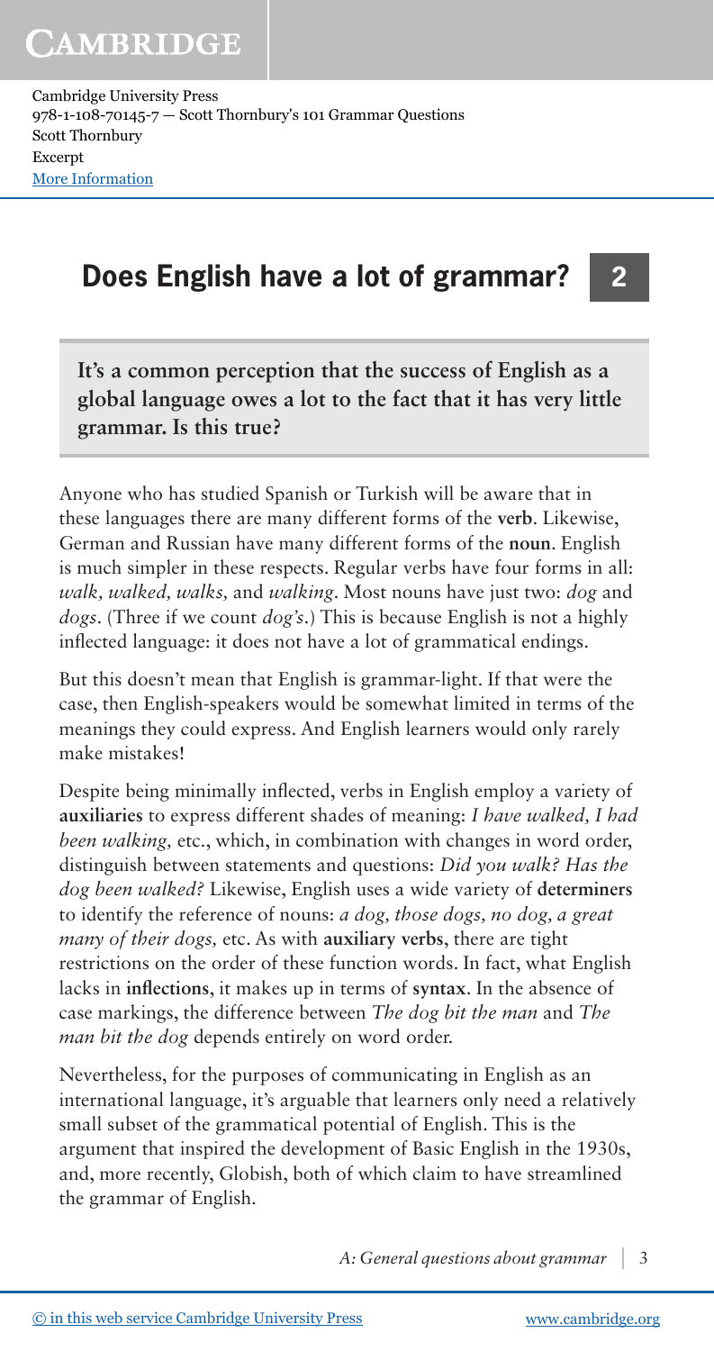# Does English have a lot of grammar? 2

**It's a common perception that the success of English as a global language owes a lot to the fact that it has very little grammar. Is this true?**

Anyone who has studied Spanish or Turkish will be aware that in these languages there are many different forms of the **verb**. Likewise, German and Russian have many different forms of the **noun**. English is much simpler in these respects. Regular verbs have four forms in all: *walk, walked, walks,* and *walking*. Most nouns have just two: *dog* and *dogs*. (Three if we count *dog's*.) This is because English is not a highly inflected language: it does not have a lot of grammatical endings.

But this doesn't mean that English is grammar-light. If that were the case, then English-speakers would be somewhat limited in terms of the meanings they could express. And English learners would only rarely make mistakes!

Despite being minimally inflected, verbs in English employ a variety of **auxiliaries** to express different shades of meaning: *I have walked, I had been walking,* etc., which, in combination with changes in word order, distinguish between statements and questions: *Did you walk? Has the dog been walked?* Likewise, English uses a wide variety of **determiners** to identify the reference of nouns: *a dog, those dogs, no dog, a great many of their dogs,* etc. As with **auxiliary verbs**, there are tight restrictions on the order of these function words. In fact, what English lacks in **inflections**, it makes up in terms of **syntax**. In the absence of case markings, the difference between *The dog bit the man* and *The man bit the dog* depends entirely on word order.

Nevertheless, for the purposes of communicating in English as an international language, it's arguable that learners only need a relatively small subset of the grammatical potential of English. This is the argument that inspired the development of Basic English in the 1930s, and, more recently, Globish, both of which claim to have streamlined the grammar of English.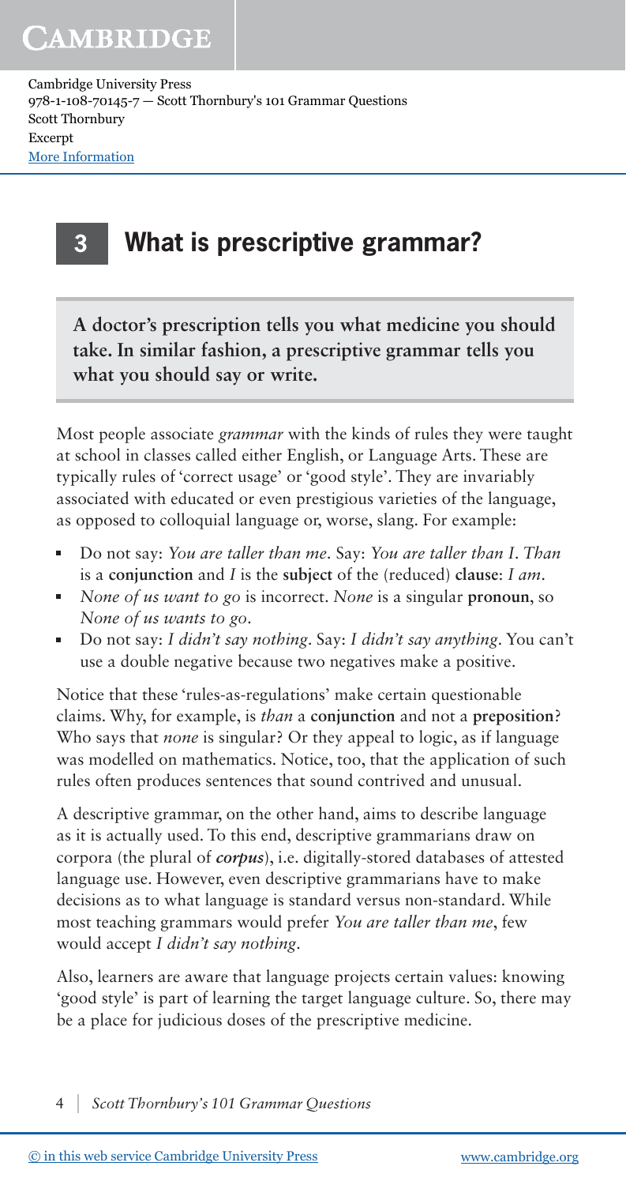# 3 What is prescriptive grammar?

**A doctor's prescription tells you what medicine you should take. In similar fashion, a prescriptive grammar tells you what you should say or write.**

Most people associate *grammar* with the kinds of rules they were taught at school in classes called either English, or Language Arts. These are typically rules of 'correct usage' or 'good style'. They are invariably associated with educated or even prestigious varieties of the language, as opposed to colloquial language or, worse, slang. For example:

- Do not say: *You are taller than me*. Say: *You are taller than I*. *Than* is a **conjunction** and *I* is the **subject** of the (reduced) **clause**: *I am*.
- *None of us want to go* is incorrect. *None* is a singular **pronoun**, so *None of us wants to go*.
- Do not say: *I didn't say nothing*. Say: *I didn't say anything*. You can't use a double negative because two negatives make a positive.

Notice that these 'rules-as-regulations' make certain questionable claims. Why, for example, is *than* a **conjunction** and not a **preposition**? Who says that *none* is singular? Or they appeal to logic, as if language was modelled on mathematics. Notice, too, that the application of such rules often produces sentences that sound contrived and unusual.

A descriptive grammar, on the other hand, aims to describe language as it is actually used. To this end, descriptive grammarians draw on corpora (the plural of ***corpus***), i.e. digitally-stored databases of attested language use. However, even descriptive grammarians have to make decisions as to what language is standard versus non-standard. While most teaching grammars would prefer *You are taller than me*, few would accept *I didn't say nothing*.

Also, learners are aware that language projects certain values: knowing 'good style' is part of learning the target language culture. So, there may be a place for judicious doses of the prescriptive medicine.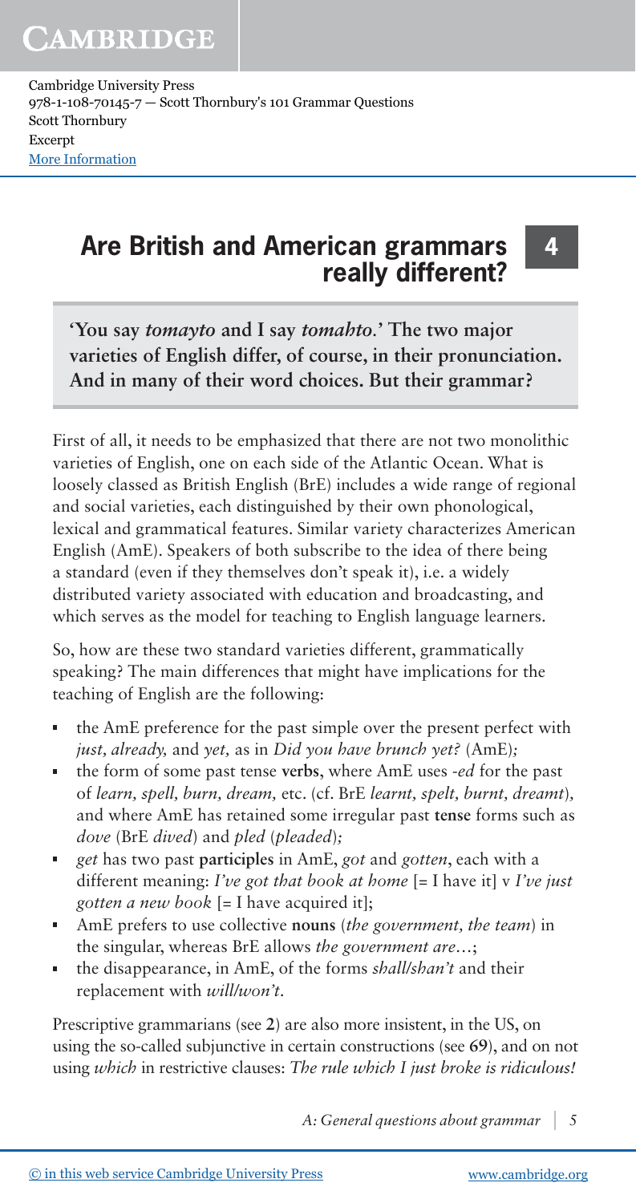## Are British and American grammars really different? 4

**'You say *tomayto* and I say *tomahto*.' The two major varieties of English differ, of course, in their pronunciation. And in many of their word choices. But their grammar?**

First of all, it needs to be emphasized that there are not two monolithic varieties of English, one on each side of the Atlantic Ocean. What is loosely classed as British English (BrE) includes a wide range of regional and social varieties, each distinguished by their own phonological, lexical and grammatical features. Similar variety characterizes American English (AmE). Speakers of both subscribe to the idea of there being a standard (even if they themselves don't speak it), i.e. a widely distributed variety associated with education and broadcasting, and which serves as the model for teaching to English language learners.

So, how are these two standard varieties different, grammatically speaking? The main differences that might have implications for the teaching of English are the following:

- the AmE preference for the past simple over the present perfect with *just, already,* and *yet,* as in *Did you have brunch yet?* (AmE)*;*
- the form of some past tense **verbs**, where AmE uses *-ed* for the past of *learn, spell, burn, dream,* etc. (cf. BrE *learnt, spelt, burnt, dreamt*), and where AmE has retained some irregular past **tense** forms such as *dove* (BrE *dived*) and *pled* (*pleaded*)*;*
- *get* has two past **participles** in AmE, *got* and *gotten*, each with a different meaning: *I've got that book at home* [= I have it] v *I've just gotten a new book* [= I have acquired it];
- AmE prefers to use collective **nouns** (*the government, the team*) in the singular, whereas BrE allows *the government are*…;
- the disappearance, in AmE, of the forms *shall/shan't* and their replacement with *will/won't*.

Prescriptive grammarians (see **2**) are also more insistent, in the US, on using the so-called subjunctive in certain constructions (see **69**), and on not using *which* in restrictive clauses: *The rule which I just broke is ridiculous!*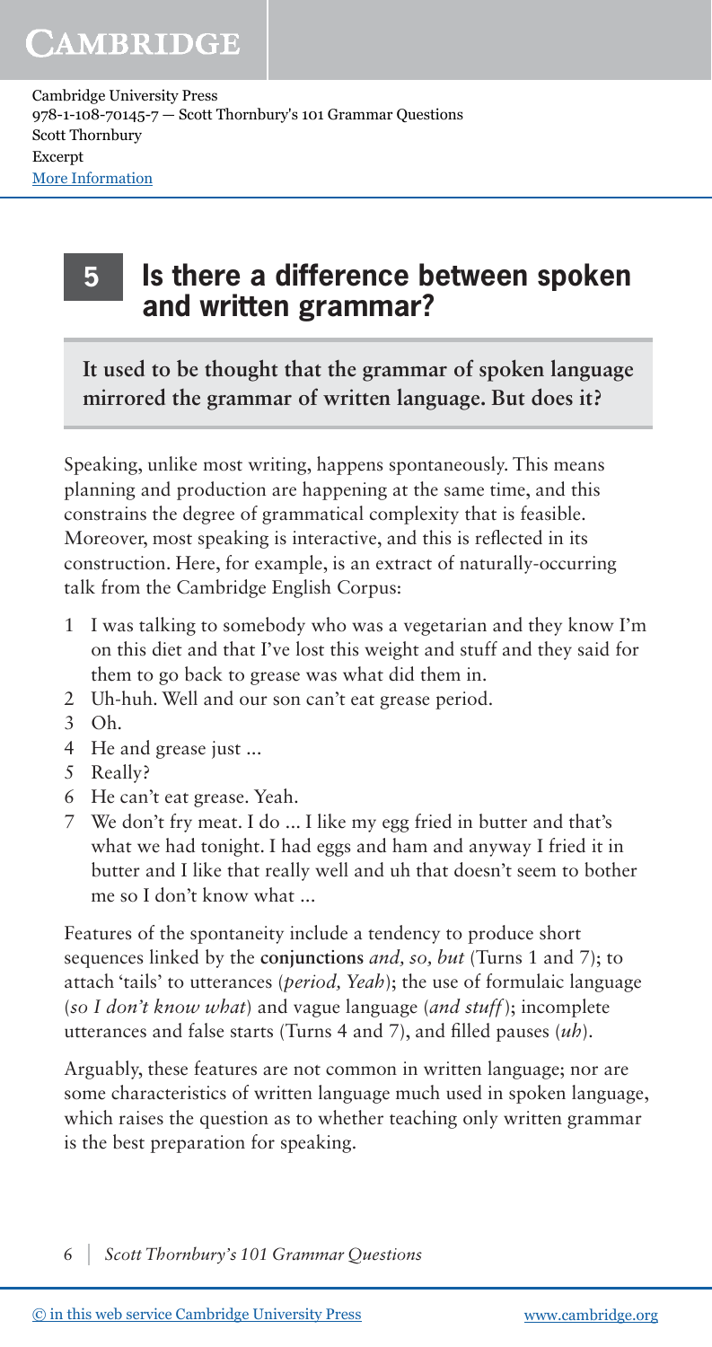## 5 Is there a difference between spoken and written grammar?

**It used to be thought that the grammar of spoken language mirrored the grammar of written language. But does it?**

Speaking, unlike most writing, happens spontaneously. This means planning and production are happening at the same time, and this constrains the degree of grammatical complexity that is feasible. Moreover, most speaking is interactive, and this is reflected in its construction. Here, for example, is an extract of naturally-occurring talk from the Cambridge English Corpus:

1. I was talking to somebody who was a vegetarian and they know I'm on this diet and that I've lost this weight and stuff and they said for them to go back to grease was what did them in.
2. Uh-huh. Well and our son can't eat grease period.
3. Oh.
4. He and grease just ...
5. Really?
6. He can't eat grease. Yeah.
7. We don't fry meat. I do ... I like my egg fried in butter and that's what we had tonight. I had eggs and ham and anyway I fried it in butter and I like that really well and uh that doesn't seem to bother me so I don't know what ...

Features of the spontaneity include a tendency to produce short sequences linked by the **conjunctions** *and, so, but* (Turns 1 and 7); to attach 'tails' to utterances (*period, Yeah*); the use of formulaic language (*so I don't know what*) and vague language (*and stuff*); incomplete utterances and false starts (Turns 4 and 7), and filled pauses (*uh*).

Arguably, these features are not common in written language; nor are some characteristics of written language much used in spoken language, which raises the question as to whether teaching only written grammar is the best preparation for speaking.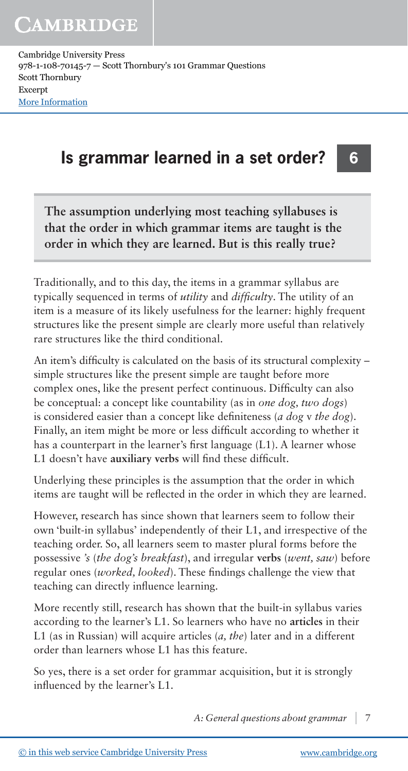## Is grammar learned in a set order? 6

**The assumption underlying most teaching syllabuses is that the order in which grammar items are taught is the order in which they are learned. But is this really true?**

Traditionally, and to this day, the items in a grammar syllabus are typically sequenced in terms of *utility* and *difficulty*. The utility of an item is a measure of its likely usefulness for the learner: highly frequent structures like the present simple are clearly more useful than relatively rare structures like the third conditional.

An item's difficulty is calculated on the basis of its structural complexity – simple structures like the present simple are taught before more complex ones, like the present perfect continuous. Difficulty can also be conceptual: a concept like countability (as in *one dog, two dogs*) is considered easier than a concept like definiteness (*a dog* v *the dog*). Finally, an item might be more or less difficult according to whether it has a counterpart in the learner's first language (L1). A learner whose L1 doesn't have **auxiliary verbs** will find these difficult.

Underlying these principles is the assumption that the order in which items are taught will be reflected in the order in which they are learned.

However, research has since shown that learners seem to follow their own 'built-in syllabus' independently of their L1, and irrespective of the teaching order. So, all learners seem to master plural forms before the possessive *'s* (*the dog's breakfast*), and irregular **verbs** (*went, saw*) before regular ones (*worked, looked*). These findings challenge the view that teaching can directly influence learning.

More recently still, research has shown that the built-in syllabus varies according to the learner's L1. So learners who have no **articles** in their L1 (as in Russian) will acquire articles (*a, the*) later and in a different order than learners whose L1 has this feature.

So yes, there is a set order for grammar acquisition, but it is strongly influenced by the learner's L1.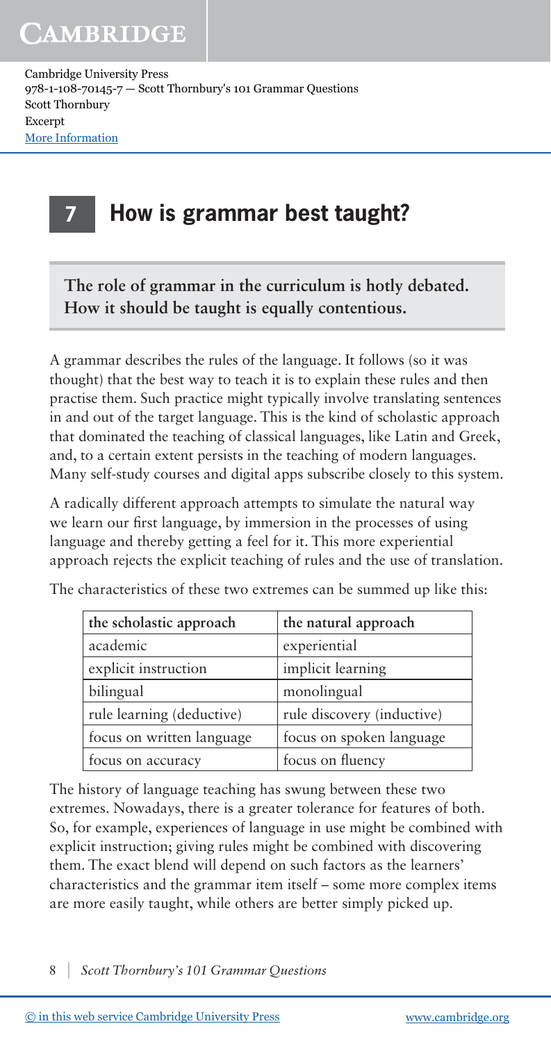# 7 How is grammar best taught?

**The role of grammar in the curriculum is hotly debated. How it should be taught is equally contentious.**

A grammar describes the rules of the language. It follows (so it was thought) that the best way to teach it is to explain these rules and then practise them. Such practice might typically involve translating sentences in and out of the target language. This is the kind of scholastic approach that dominated the teaching of classical languages, like Latin and Greek, and, to a certain extent persists in the teaching of modern languages. Many self-study courses and digital apps subscribe closely to this system.

A radically different approach attempts to simulate the natural way we learn our first language, by immersion in the processes of using language and thereby getting a feel for it. This more experiential approach rejects the explicit teaching of rules and the use of translation.

The characteristics of these two extremes can be summed up like this:

| the scholastic approach | the natural approach |
| --- | --- |
| academic | experiential |
| explicit instruction | implicit learning |
| bilingual | monolingual |
| rule learning (deductive) | rule discovery (inductive) |
| focus on written language | focus on spoken language |
| focus on accuracy | focus on fluency |

The history of language teaching has swung between these two extremes. Nowadays, there is a greater tolerance for features of both. So, for example, experiences of language in use might be combined with explicit instruction; giving rules might be combined with discovering them. The exact blend will depend on such factors as the learners' characteristics and the grammar item itself – some more complex items are more easily taught, while others are better simply picked up.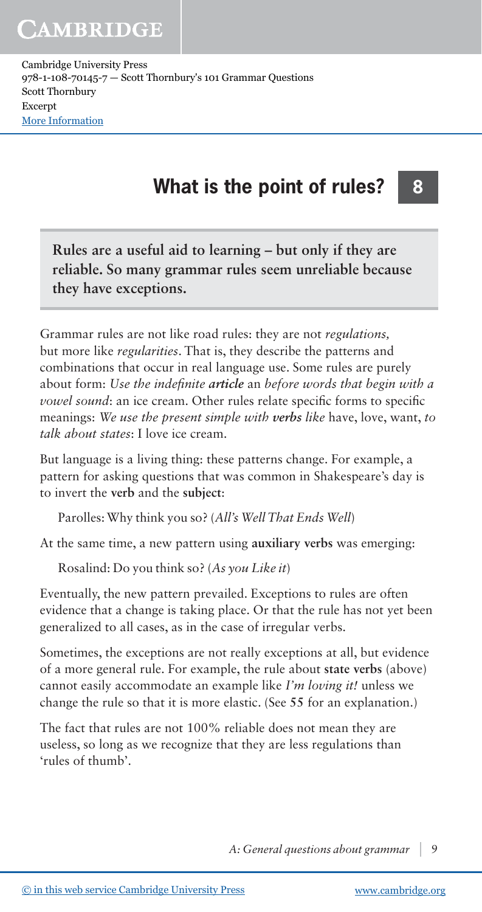# What is the point of rules? 8

**Rules are a useful aid to learning – but only if they are reliable. So many grammar rules seem unreliable because they have exceptions.**

Grammar rules are not like road rules: they are not *regulations,* but more like *regularities*. That is, they describe the patterns and combinations that occur in real language use. Some rules are purely about form: *Use the indefinite* ***article*** an *before words that begin with a vowel sound*: an ice cream. Other rules relate specific forms to specific meanings: *We use the present simple with* ***verbs*** *like* have, love, want, *to talk about states*: I love ice cream.

But language is a living thing: these patterns change. For example, a pattern for asking questions that was common in Shakespeare's day is to invert the **verb** and the **subject**:

> Parolles: Why think you so? (*All's Well That Ends Well*)

At the same time, a new pattern using **auxiliary verbs** was emerging:

> Rosalind: Do you think so? (*As you Like it*)

Eventually, the new pattern prevailed. Exceptions to rules are often evidence that a change is taking place. Or that the rule has not yet been generalized to all cases, as in the case of irregular verbs.

Sometimes, the exceptions are not really exceptions at all, but evidence of a more general rule. For example, the rule about **state verbs** (above) cannot easily accommodate an example like *I'm loving it!* unless we change the rule so that it is more elastic. (See **55** for an explanation.)

The fact that rules are not 100% reliable does not mean they are useless, so long as we recognize that they are less regulations than 'rules of thumb'.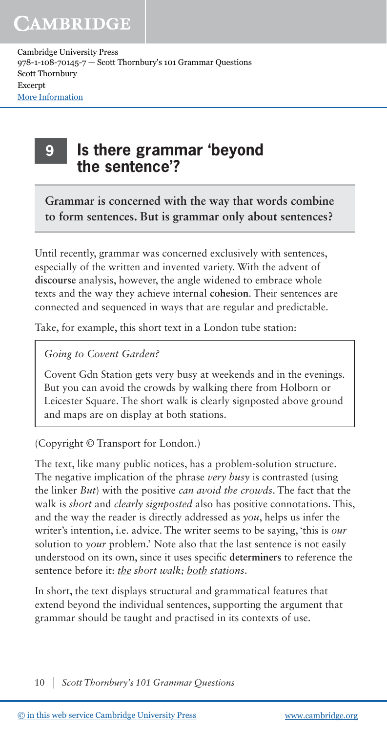# 9 Is there grammar 'beyond the sentence'?

**Grammar is concerned with the way that words combine to form sentences. But is grammar only about sentences?**

Until recently, grammar was concerned exclusively with sentences, especially of the written and invented variety. With the advent of **discourse** analysis, however, the angle widened to embrace whole texts and the way they achieve internal **cohesion**. Their sentences are connected and sequenced in ways that are regular and predictable.

Take, for example, this short text in a London tube station:

> *Going to Covent Garden?*
>
> Covent Gdn Station gets very busy at weekends and in the evenings. But you can avoid the crowds by walking there from Holborn or Leicester Square. The short walk is clearly signposted above ground and maps are on display at both stations.

(Copyright © Transport for London.)

The text, like many public notices, has a problem-solution structure. The negative implication of the phrase *very busy* is contrasted (using the linker *But*) with the positive *can avoid the crowds*. The fact that the walk is *short* and *clearly signposted* also has positive connotations. This, and the way the reader is directly addressed as *you*, helps us infer the writer's intention, i.e. advice. The writer seems to be saying, 'this is *our* solution to *your* problem.' Note also that the last sentence is not easily understood on its own, since it uses specific **determiners** to reference the sentence before it: *the short walk; both stations*.

In short, the text displays structural and grammatical features that extend beyond the individual sentences, supporting the argument that grammar should be taught and practised in its contexts of use.